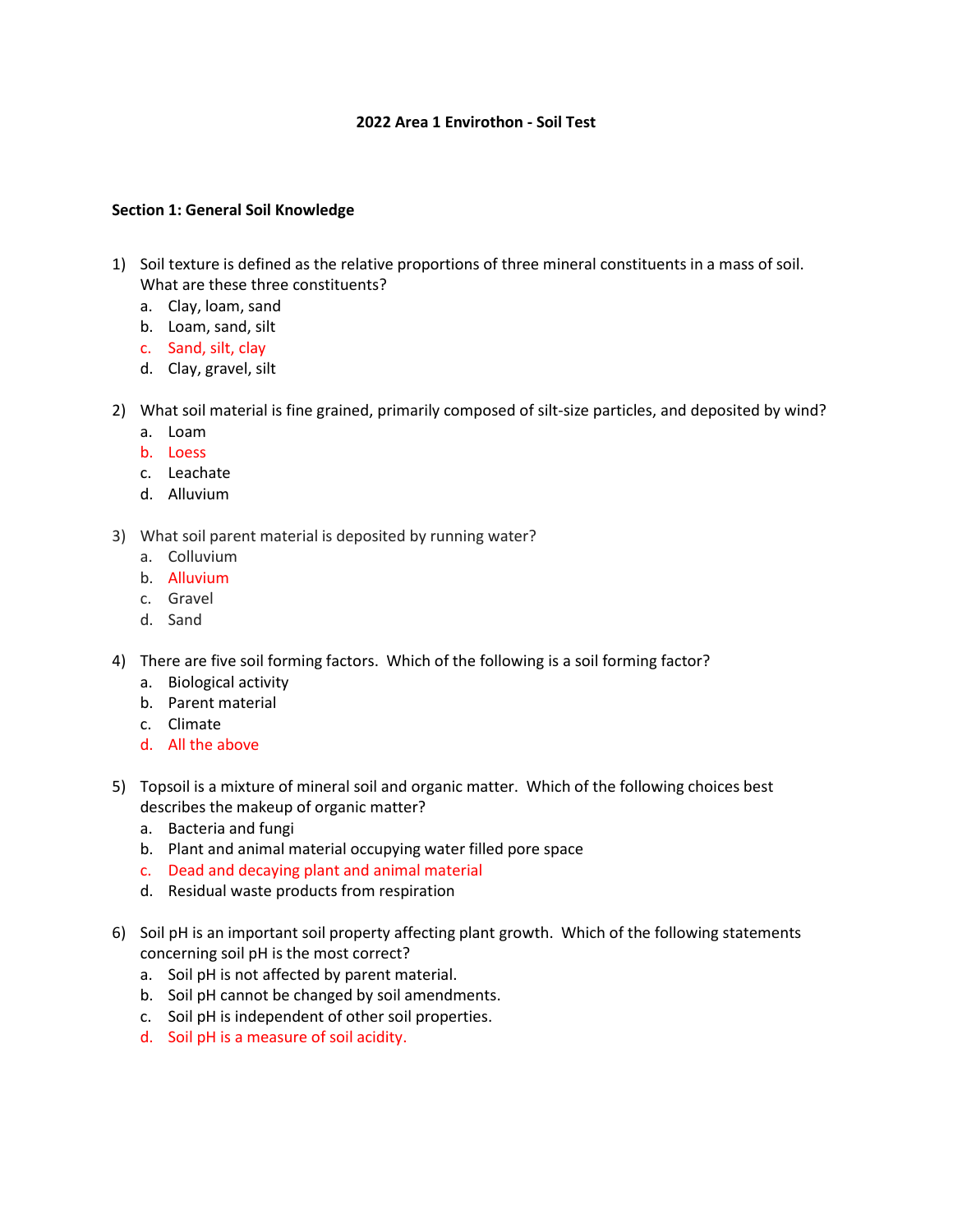# 2022 Area 1 Envirothon - Soil Test

## Section 1: General Soil Knowledge

1) Soil texture is defined as the relative proportions of three mineral constituents in a mass of soil. What are these three constituents?
   a. Clay, loam, sand
   b. Loam, sand, silt
   c. Sand, silt, clay
   d. Clay, gravel, silt

2) What soil material is fine grained, primarily composed of silt-size particles, and deposited by wind?
   a. Loam
   b. Loess
   c. Leachate
   d. Alluvium

3) What soil parent material is deposited by running water?
   a. Colluvium
   b. Alluvium
   c. Gravel
   d. Sand

4) There are five soil forming factors. Which of the following is a soil forming factor?
   a. Biological activity
   b. Parent material
   c. Climate
   d. All the above

5) Topsoil is a mixture of mineral soil and organic matter. Which of the following choices best describes the makeup of organic matter?
   a. Bacteria and fungi
   b. Plant and animal material occupying water filled pore space
   c. Dead and decaying plant and animal material
   d. Residual waste products from respiration

6) Soil pH is an important soil property affecting plant growth. Which of the following statements concerning soil pH is the most correct?
   a. Soil pH is not affected by parent material.
   b. Soil pH cannot be changed by soil amendments.
   c. Soil pH is independent of other soil properties.
   d. Soil pH is a measure of soil acidity.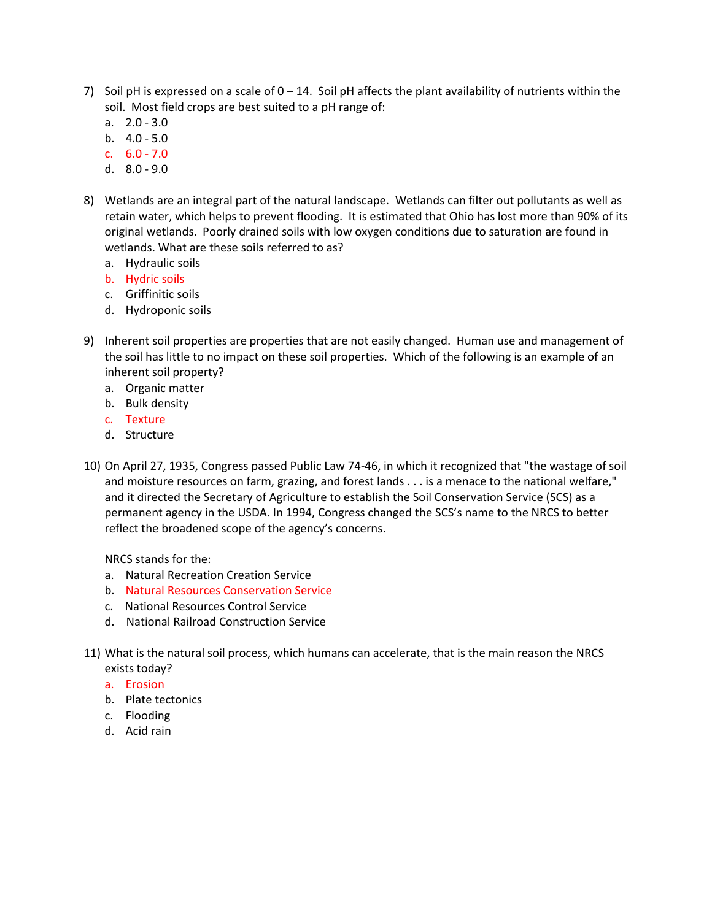7) Soil pH is expressed on a scale of 0 – 14. Soil pH affects the plant availability of nutrients within the soil. Most field crops are best suited to a pH range of:
   a. 2.0 - 3.0
   b. 4.0 - 5.0
   c. 6.0 - 7.0
   d. 8.0 - 9.0

8) Wetlands are an integral part of the natural landscape. Wetlands can filter out pollutants as well as retain water, which helps to prevent flooding. It is estimated that Ohio has lost more than 90% of its original wetlands. Poorly drained soils with low oxygen conditions due to saturation are found in wetlands. What are these soils referred to as?
   a. Hydraulic soils
   b. Hydric soils
   c. Griffinitic soils
   d. Hydroponic soils

9) Inherent soil properties are properties that are not easily changed. Human use and management of the soil has little to no impact on these soil properties. Which of the following is an example of an inherent soil property?
   a. Organic matter
   b. Bulk density
   c. Texture
   d. Structure

10) On April 27, 1935, Congress passed Public Law 74-46, in which it recognized that "the wastage of soil and moisture resources on farm, grazing, and forest lands . . . is a menace to the national welfare," and it directed the Secretary of Agriculture to establish the Soil Conservation Service (SCS) as a permanent agency in the USDA. In 1994, Congress changed the SCS's name to the NRCS to better reflect the broadened scope of the agency's concerns.

    NRCS stands for the:
    a. Natural Recreation Creation Service
    b. Natural Resources Conservation Service
    c. National Resources Control Service
    d. National Railroad Construction Service

11) What is the natural soil process, which humans can accelerate, that is the main reason the NRCS exists today?
    a. Erosion
    b. Plate tectonics
    c. Flooding
    d. Acid rain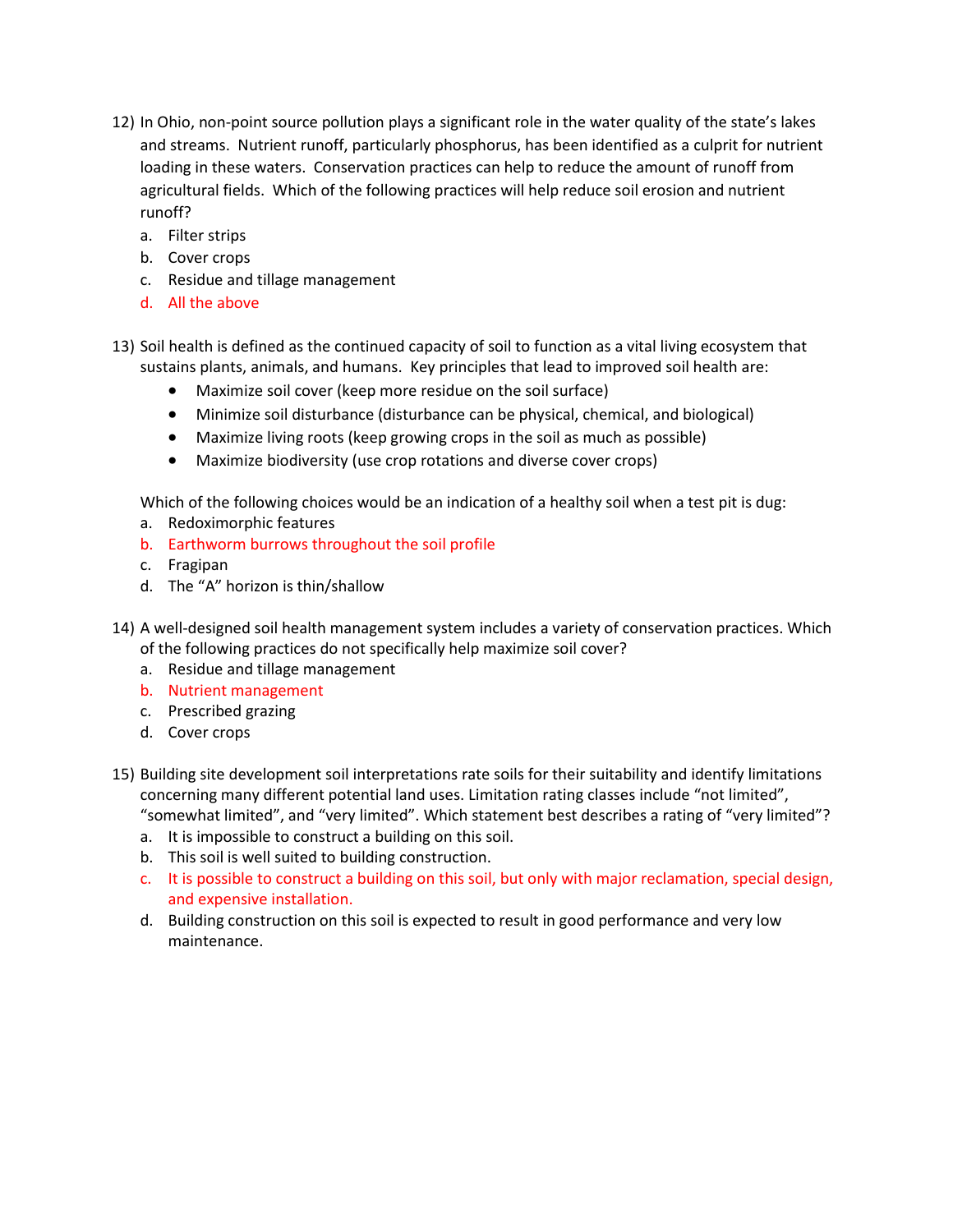12) In Ohio, non-point source pollution plays a significant role in the water quality of the state's lakes and streams. Nutrient runoff, particularly phosphorus, has been identified as a culprit for nutrient loading in these waters. Conservation practices can help to reduce the amount of runoff from agricultural fields. Which of the following practices will help reduce soil erosion and nutrient runoff?
    a. Filter strips
    b. Cover crops
    c. Residue and tillage management
    d. All the above

13) Soil health is defined as the continued capacity of soil to function as a vital living ecosystem that sustains plants, animals, and humans. Key principles that lead to improved soil health are:
    - Maximize soil cover (keep more residue on the soil surface)
    - Minimize soil disturbance (disturbance can be physical, chemical, and biological)
    - Maximize living roots (keep growing crops in the soil as much as possible)
    - Maximize biodiversity (use crop rotations and diverse cover crops)

    Which of the following choices would be an indication of a healthy soil when a test pit is dug:
    a. Redoximorphic features
    b. Earthworm burrows throughout the soil profile
    c. Fragipan
    d. The "A" horizon is thin/shallow

14) A well-designed soil health management system includes a variety of conservation practices. Which of the following practices do not specifically help maximize soil cover?
    a. Residue and tillage management
    b. Nutrient management
    c. Prescribed grazing
    d. Cover crops

15) Building site development soil interpretations rate soils for their suitability and identify limitations concerning many different potential land uses. Limitation rating classes include "not limited", "somewhat limited", and "very limited". Which statement best describes a rating of "very limited"?
    a. It is impossible to construct a building on this soil.
    b. This soil is well suited to building construction.
    c. It is possible to construct a building on this soil, but only with major reclamation, special design, and expensive installation.
    d. Building construction on this soil is expected to result in good performance and very low maintenance.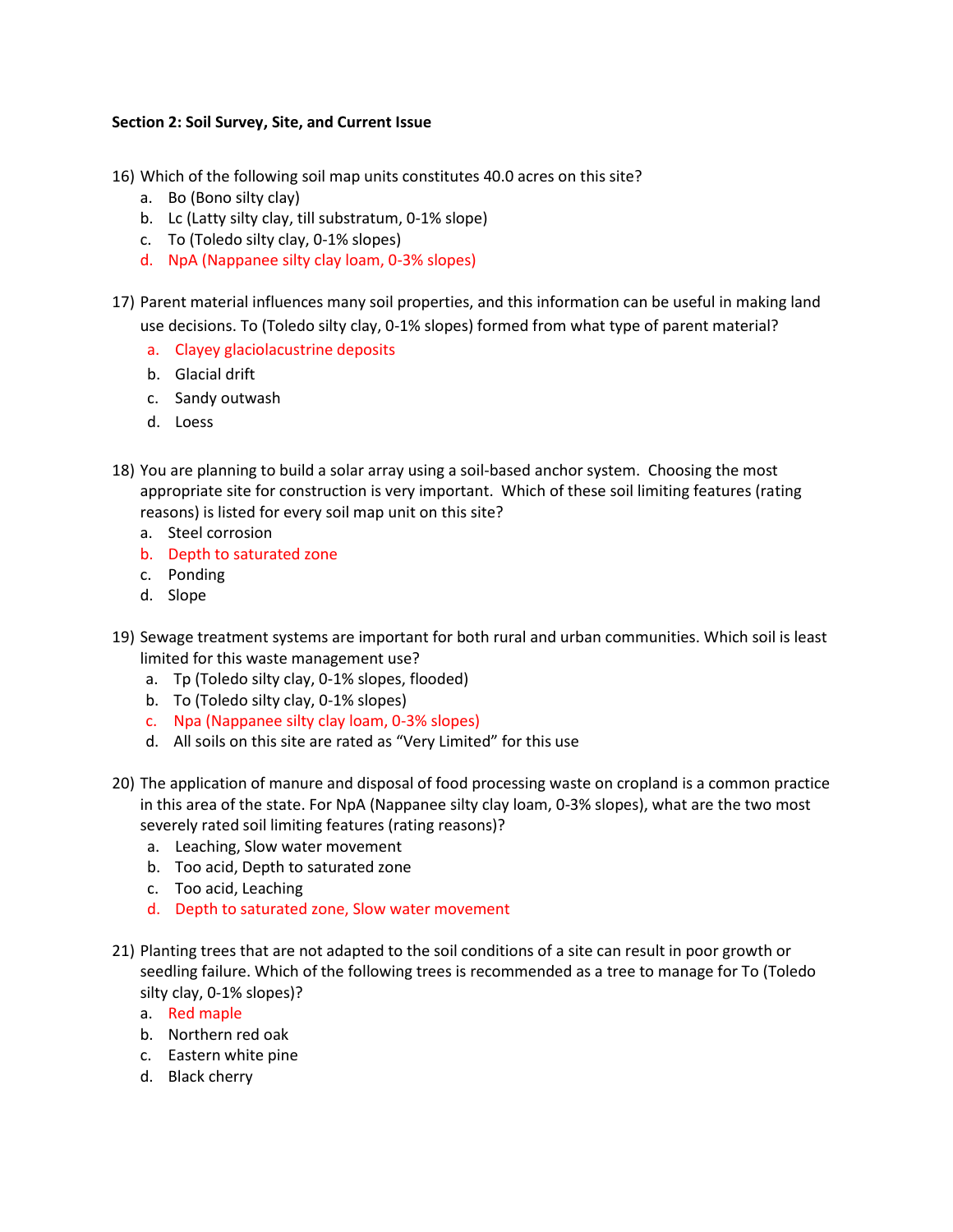**Section 2: Soil Survey, Site, and Current Issue**

16) Which of the following soil map units constitutes 40.0 acres on this site?
    a. Bo (Bono silty clay)
    b. Lc (Latty silty clay, till substratum, 0-1% slope)
    c. To (Toledo silty clay, 0-1% slopes)
    d. NpA (Nappanee silty clay loam, 0-3% slopes)

17) Parent material influences many soil properties, and this information can be useful in making land use decisions. To (Toledo silty clay, 0-1% slopes) formed from what type of parent material?
    a. Clayey glaciolacustrine deposits
    b. Glacial drift
    c. Sandy outwash
    d. Loess

18) You are planning to build a solar array using a soil-based anchor system. Choosing the most appropriate site for construction is very important. Which of these soil limiting features (rating reasons) is listed for every soil map unit on this site?
    a. Steel corrosion
    b. Depth to saturated zone
    c. Ponding
    d. Slope

19) Sewage treatment systems are important for both rural and urban communities. Which soil is least limited for this waste management use?
    a. Tp (Toledo silty clay, 0-1% slopes, flooded)
    b. To (Toledo silty clay, 0-1% slopes)
    c. Npa (Nappanee silty clay loam, 0-3% slopes)
    d. All soils on this site are rated as "Very Limited" for this use

20) The application of manure and disposal of food processing waste on cropland is a common practice in this area of the state. For NpA (Nappanee silty clay loam, 0-3% slopes), what are the two most severely rated soil limiting features (rating reasons)?
    a. Leaching, Slow water movement
    b. Too acid, Depth to saturated zone
    c. Too acid, Leaching
    d. Depth to saturated zone, Slow water movement

21) Planting trees that are not adapted to the soil conditions of a site can result in poor growth or seedling failure. Which of the following trees is recommended as a tree to manage for To (Toledo silty clay, 0-1% slopes)?
    a. Red maple
    b. Northern red oak
    c. Eastern white pine
    d. Black cherry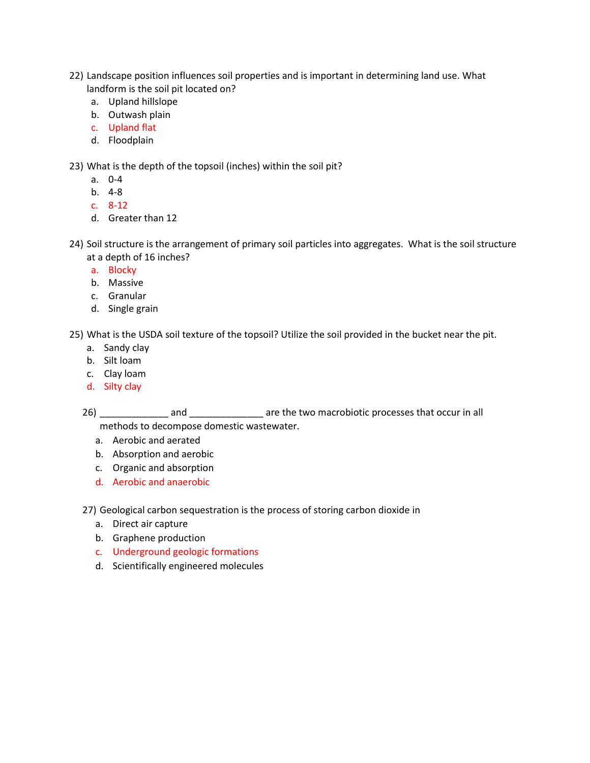22) Landscape position influences soil properties and is important in determining land use. What landform is the soil pit located on?
   a. Upland hillslope
   b. Outwash plain
   c. Upland flat
   d. Floodplain

23) What is the depth of the topsoil (inches) within the soil pit?
   a. 0-4
   b. 4-8
   c. 8-12
   d. Greater than 12

24) Soil structure is the arrangement of primary soil particles into aggregates. What is the soil structure at a depth of 16 inches?
   a. Blocky
   b. Massive
   c. Granular
   d. Single grain

25) What is the USDA soil texture of the topsoil? Utilize the soil provided in the bucket near the pit.
   a. Sandy clay
   b. Silt loam
   c. Clay loam
   d. Silty clay

26) _____________ and ______________ are the two macrobiotic processes that occur in all methods to decompose domestic wastewater.
   a. Aerobic and aerated
   b. Absorption and aerobic
   c. Organic and absorption
   d. Aerobic and anaerobic

27) Geological carbon sequestration is the process of storing carbon dioxide in
   a. Direct air capture
   b. Graphene production
   c. Underground geologic formations
   d. Scientifically engineered molecules